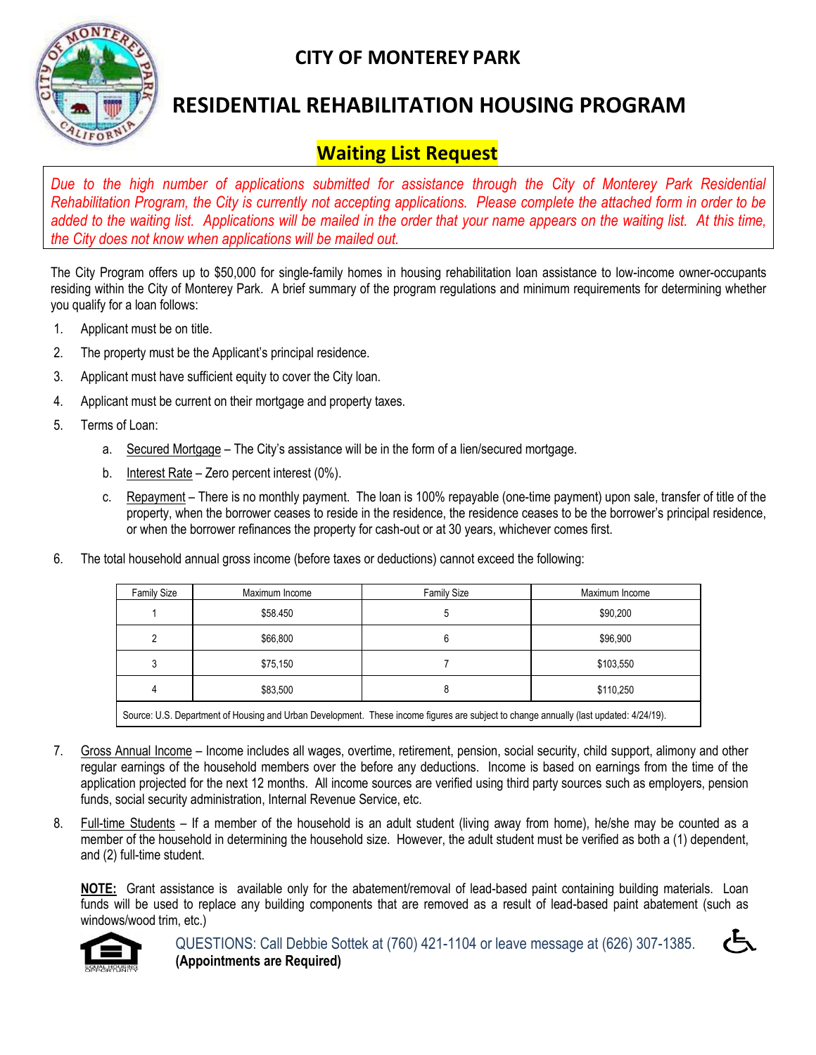# CITY OF MONTEREY PARK

# RESIDENTIAL REHABILITATION HOUSING PROGRAM

## Waiting List Request

*Due to the high number of applications submitted for assistance through the City of Monterey Park Residential Rehabilitation Program, the City is currently not accepting applications. Please complete the attached form in order to be added to the waiting list. Applications will be mailed in the order that your name appears on the waiting list. At this time, the City does not know when applications will be mailed out.*

The City Program offers up to $50,000 for single-family homes in housing rehabilitation loan assistance to low-income owner-occupants residing within the City of Monterey Park. A brief summary of the program regulations and minimum requirements for determining whether you qualify for a loan follows:

1. Applicant must be on title.
2. The property must be the Applicant's principal residence.
3. Applicant must have sufficient equity to cover the City loan.
4. Applicant must be current on their mortgage and property taxes.
5. Terms of Loan:
   a. Secured Mortgage – The City's assistance will be in the form of a lien/secured mortgage.
   b. Interest Rate – Zero percent interest (0%).
   c. Repayment – There is no monthly payment. The loan is 100% repayable (one-time payment) upon sale, transfer of title of the property, when the borrower ceases to reside in the residence, the residence ceases to be the borrower's principal residence, or when the borrower refinances the property for cash-out or at 30 years, whichever comes first.
6. The total household annual gross income (before taxes or deductions) cannot exceed the following:

| Family Size | Maximum Income | Family Size | Maximum Income |
|---|---|---|---|
| 1 | $58.450 | 5 | $90,200 |
| 2 | $66,800 | 6 | $96,900 |
| 3 | $75,150 | 7 | $103,550 |
| 4 | $83,500 | 8 | $110,250 |

Source: U.S. Department of Housing and Urban Development. These income figures are subject to change annually (last updated: 4/24/19).

7. Gross Annual Income – Income includes all wages, overtime, retirement, pension, social security, child support, alimony and other regular earnings of the household members over the before any deductions. Income is based on earnings from the time of the application projected for the next 12 months. All income sources are verified using third party sources such as employers, pension funds, social security administration, Internal Revenue Service, etc.
8. Full-time Students – If a member of the household is an adult student (living away from home), he/she may be counted as a member of the household in determining the household size. However, the adult student must be verified as both a (1) dependent, and (2) full-time student.

**NOTE:** Grant assistance is available only for the abatement/removal of lead-based paint containing building materials. Loan funds will be used to replace any building components that are removed as a result of lead-based paint abatement (such as windows/wood trim, etc.)

QUESTIONS: Call Debbie Sottek at (760) 421-1104 or leave message at (626) 307-1385.
**(Appointments are Required)**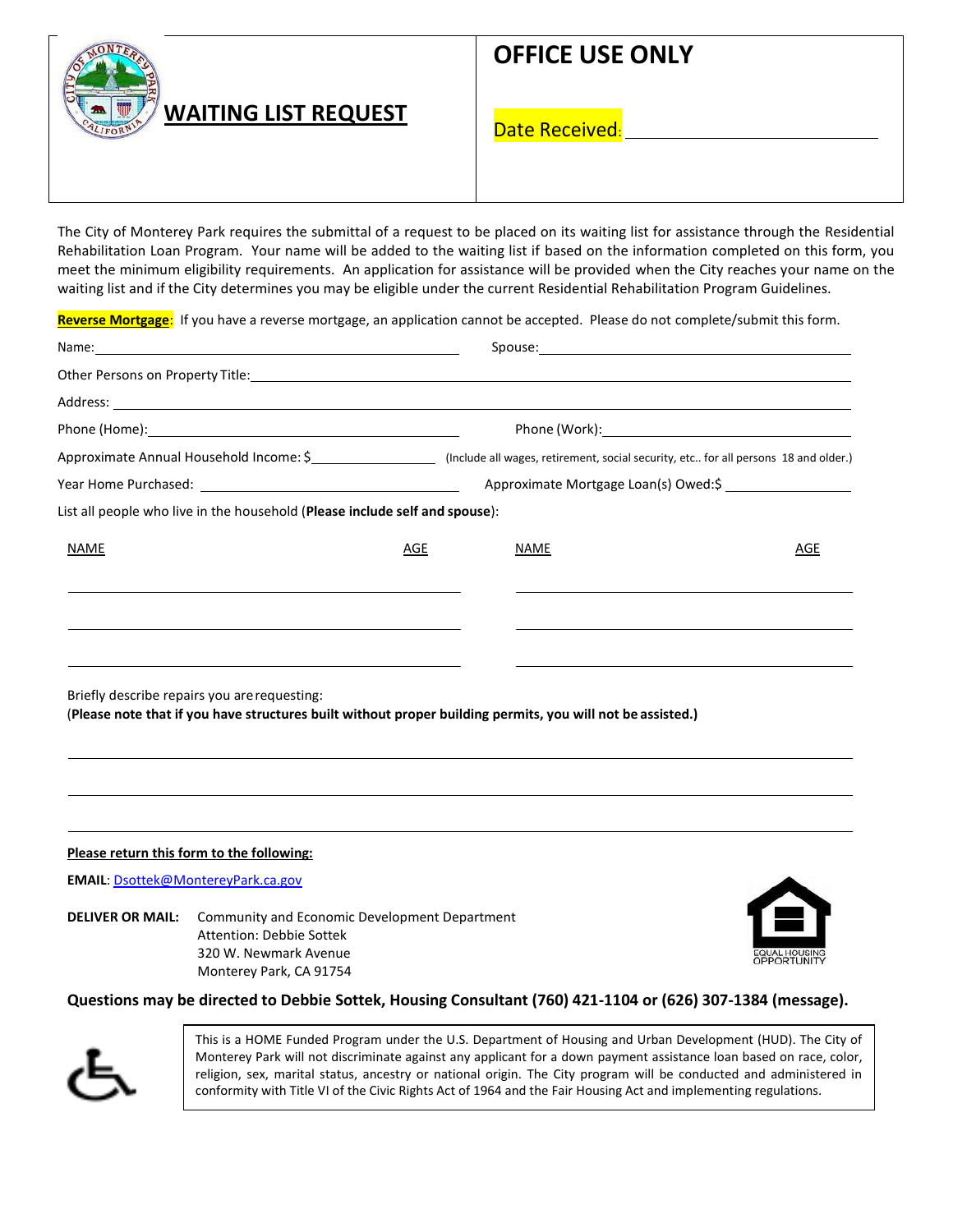# WAITING LIST REQUEST

## OFFICE USE ONLY

Date Received: ____________________

The City of Monterey Park requires the submittal of a request to be placed on its waiting list for assistance through the Residential Rehabilitation Loan Program. Your name will be added to the waiting list if based on the information completed on this form, you meet the minimum eligibility requirements. An application for assistance will be provided when the City reaches your name on the waiting list and if the City determines you may be eligible under the current Residential Rehabilitation Program Guidelines.

**Reverse Mortgage**: If you have a reverse mortgage, an application cannot be accepted. Please do not complete/submit this form.

Name: ____________________ Spouse: ____________________

Other Persons on Property Title: ____________________

Address: ____________________

Phone (Home): ____________________ Phone (Work): ____________________

Approximate Annual Household Income: $____________ (Include all wages, retirement, social security, etc.. for all persons 18 and older.)

Year Home Purchased: ____________________ Approximate Mortgage Loan(s) Owed:$ ____________

List all people who live in the household (**Please include self and spouse**):

| NAME | AGE | NAME | AGE |
| --- | --- | --- | --- |
| | | | |
| | | | |
| | | | |

Briefly describe repairs you are requesting:
(**Please note that if you have structures built without proper building permits, you will not be assisted.)**

____________________

____________________

____________________

**Please return this form to the following:**

**EMAIL**: Dsottek@MontereyPark.ca.gov

**DELIVER OR MAIL:** Community and Economic Development Department
Attention: Debbie Sottek
320 W. Newmark Avenue
Monterey Park, CA 91754

EQUAL HOUSING OPPORTUNITY

**Questions may be directed to Debbie Sottek, Housing Consultant (760) 421-1104 or (626) 307-1384 (message).**

This is a HOME Funded Program under the U.S. Department of Housing and Urban Development (HUD). The City of Monterey Park will not discriminate against any applicant for a down payment assistance loan based on race, color, religion, sex, marital status, ancestry or national origin. The City program will be conducted and administered in conformity with Title VI of the Civic Rights Act of 1964 and the Fair Housing Act and implementing regulations.